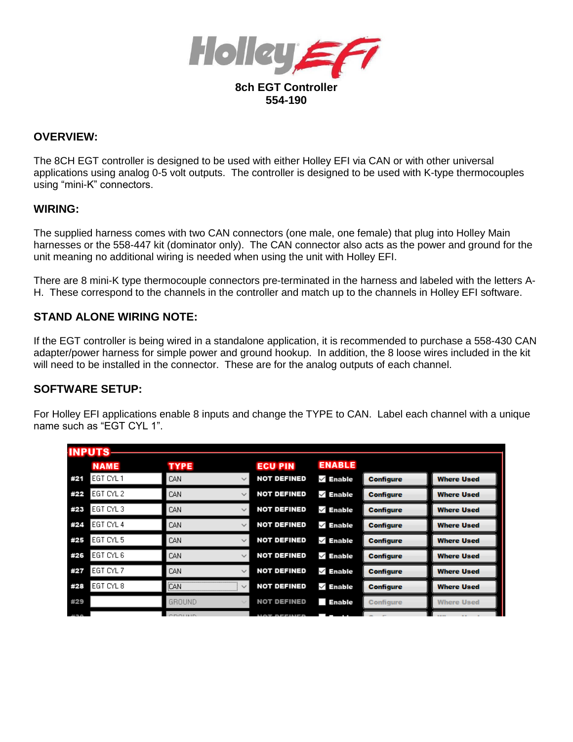# Holley EFI

**8ch EGT Controller**
**554-190**

## OVERVIEW:

The 8CH EGT controller is designed to be used with either Holley EFI via CAN or with other universal applications using analog 0-5 volt outputs. The controller is designed to be used with K-type thermocouples using "mini-K" connectors.

## WIRING:

The supplied harness comes with two CAN connectors (one male, one female) that plug into Holley Main harnesses or the 558-447 kit (dominator only). The CAN connector also acts as the power and ground for the unit meaning no additional wiring is needed when using the unit with Holley EFI.

There are 8 mini-K type thermocouple connectors pre-terminated in the harness and labeled with the letters A-H. These correspond to the channels in the controller and match up to the channels in Holley EFI software.

## STAND ALONE WIRING NOTE:

If the EGT controller is being wired in a standalone application, it is recommended to purchase a 558-430 CAN adapter/power harness for simple power and ground hookup. In addition, the 8 loose wires included in the kit will need to be installed in the connector. These are for the analog outputs of each channel.

## SOFTWARE SETUP:

For Holley EFI applications enable 8 inputs and change the TYPE to CAN. Label each channel with a unique name such as "EGT CYL 1".

**INPUTS**

| | NAME | TYPE | ECU PIN | ENABLE | | |
|---|---|---|---|---|---|---|
| #21 | EGT CYL 1 | CAN | NOT DEFINED | ☑ Enable | Configure | Where Used |
| #22 | EGT CYL 2 | CAN | NOT DEFINED | ☑ Enable | Configure | Where Used |
| #23 | EGT CYL 3 | CAN | NOT DEFINED | ☑ Enable | Configure | Where Used |
| #24 | EGT CYL 4 | CAN | NOT DEFINED | ☑ Enable | Configure | Where Used |
| #25 | EGT CYL 5 | CAN | NOT DEFINED | ☑ Enable | Configure | Where Used |
| #26 | EGT CYL 6 | CAN | NOT DEFINED | ☑ Enable | Configure | Where Used |
| #27 | EGT CYL 7 | CAN | NOT DEFINED | ☑ Enable | Configure | Where Used |
| #28 | EGT CYL 8 | CAN | NOT DEFINED | ☑ Enable | Configure | Where Used |
| #29 | | GROUND | NOT DEFINED | ☐ Enable | Configure | Where Used |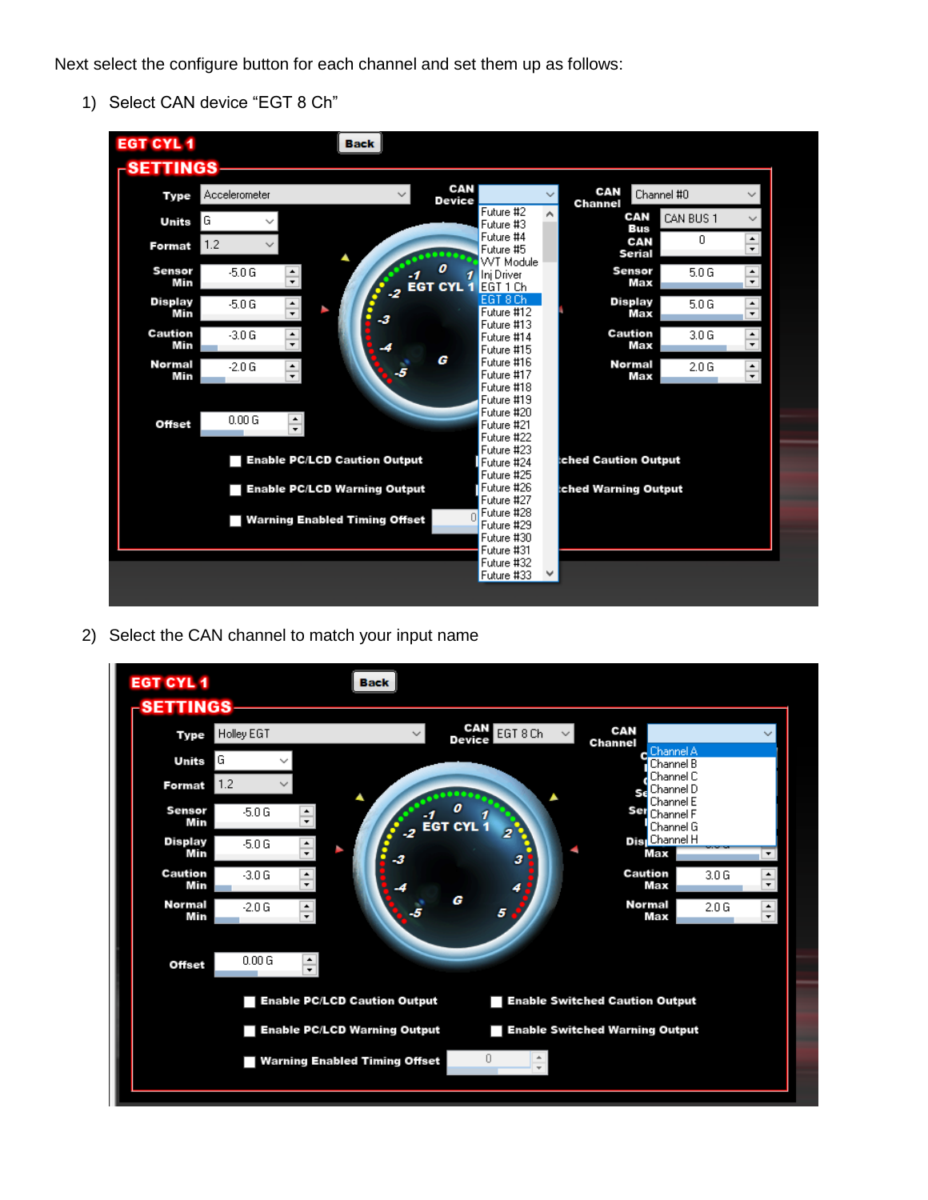Next select the configure button for each channel and set them up as follows:

1) Select CAN device "EGT 8 Ch"

2) Select the CAN channel to match your input name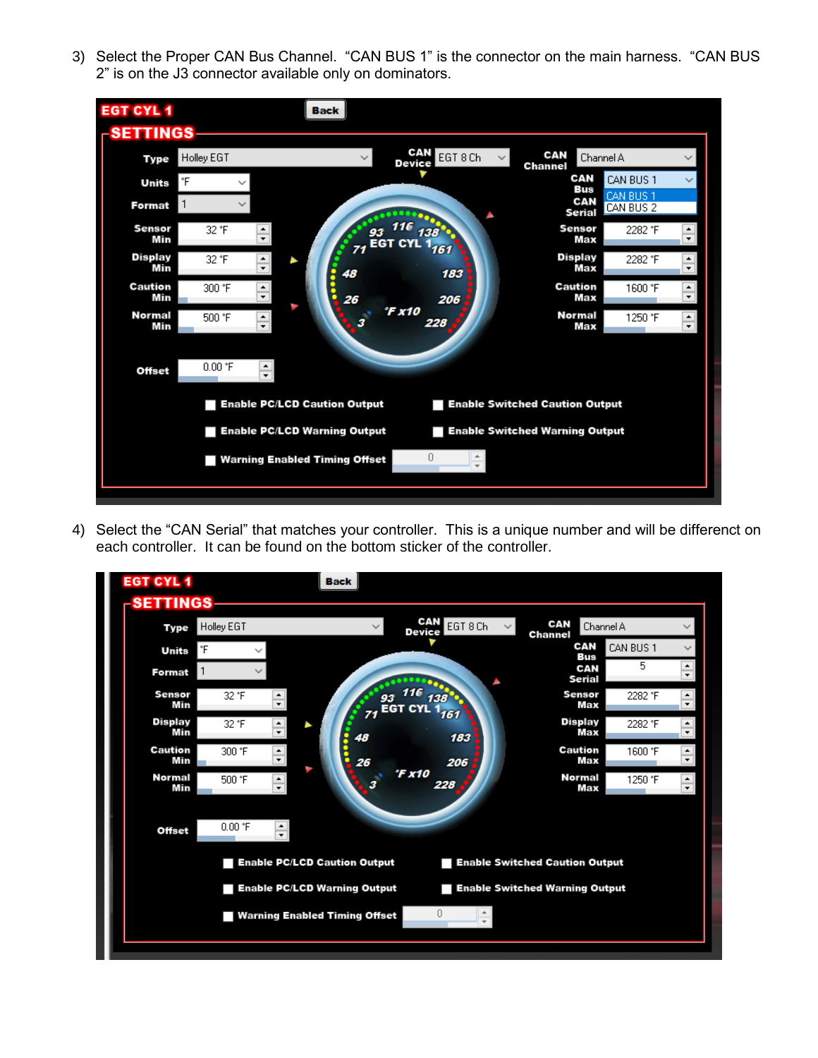3) Select the Proper CAN Bus Channel. “CAN BUS 1” is the connector on the main harness. “CAN BUS 2” is on the J3 connector available only on dominators.

4) Select the “CAN Serial” that matches your controller. This is a unique number and will be differenct on each controller. It can be found on the bottom sticker of the controller.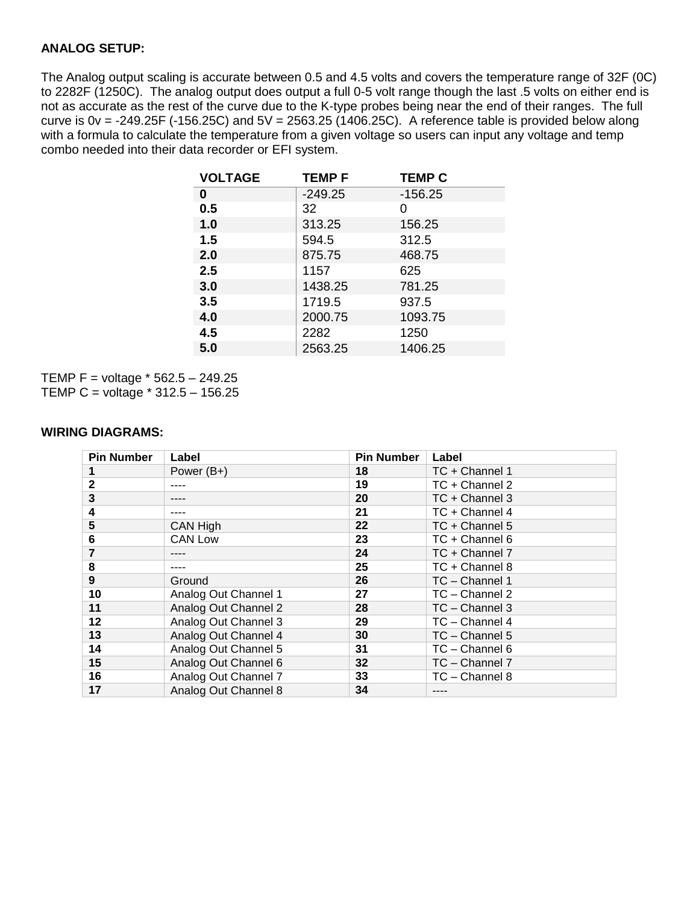**ANALOG SETUP:**

The Analog output scaling is accurate between 0.5 and 4.5 volts and covers the temperature range of 32F (0C) to 2282F (1250C). The analog output does output a full 0-5 volt range though the last .5 volts on either end is not as accurate as the rest of the curve due to the K-type probes being near the end of their ranges. The full curve is 0v = -249.25F (-156.25C) and 5V = 2563.25 (1406.25C). A reference table is provided below along with a formula to calculate the temperature from a given voltage so users can input any voltage and temp combo needed into their data recorder or EFI system.

| VOLTAGE | TEMP F | TEMP C |
|---|---|---|
| **0** | -249.25 | -156.25 |
| **0.5** | 32 | 0 |
| **1.0** | 313.25 | 156.25 |
| **1.5** | 594.5 | 312.5 |
| **2.0** | 875.75 | 468.75 |
| **2.5** | 1157 | 625 |
| **3.0** | 1438.25 | 781.25 |
| **3.5** | 1719.5 | 937.5 |
| **4.0** | 2000.75 | 1093.75 |
| **4.5** | 2282 | 1250 |
| **5.0** | 2563.25 | 1406.25 |

TEMP F = voltage * 562.5 – 249.25
TEMP C = voltage * 312.5 – 156.25

**WIRING DIAGRAMS:**

| Pin Number | Label | Pin Number | Label |
|---|---|---|---|
| **1** | Power (B+) | **18** | TC + Channel 1 |
| **2** | ---- | **19** | TC + Channel 2 |
| **3** | ---- | **20** | TC + Channel 3 |
| **4** | ---- | **21** | TC + Channel 4 |
| **5** | CAN High | **22** | TC + Channel 5 |
| **6** | CAN Low | **23** | TC + Channel 6 |
| **7** | ---- | **24** | TC + Channel 7 |
| **8** | ---- | **25** | TC + Channel 8 |
| **9** | Ground | **26** | TC – Channel 1 |
| **10** | Analog Out Channel 1 | **27** | TC – Channel 2 |
| **11** | Analog Out Channel 2 | **28** | TC – Channel 3 |
| **12** | Analog Out Channel 3 | **29** | TC – Channel 4 |
| **13** | Analog Out Channel 4 | **30** | TC – Channel 5 |
| **14** | Analog Out Channel 5 | **31** | TC – Channel 6 |
| **15** | Analog Out Channel 6 | **32** | TC – Channel 7 |
| **16** | Analog Out Channel 7 | **33** | TC – Channel 8 |
| **17** | Analog Out Channel 8 | **34** | ---- |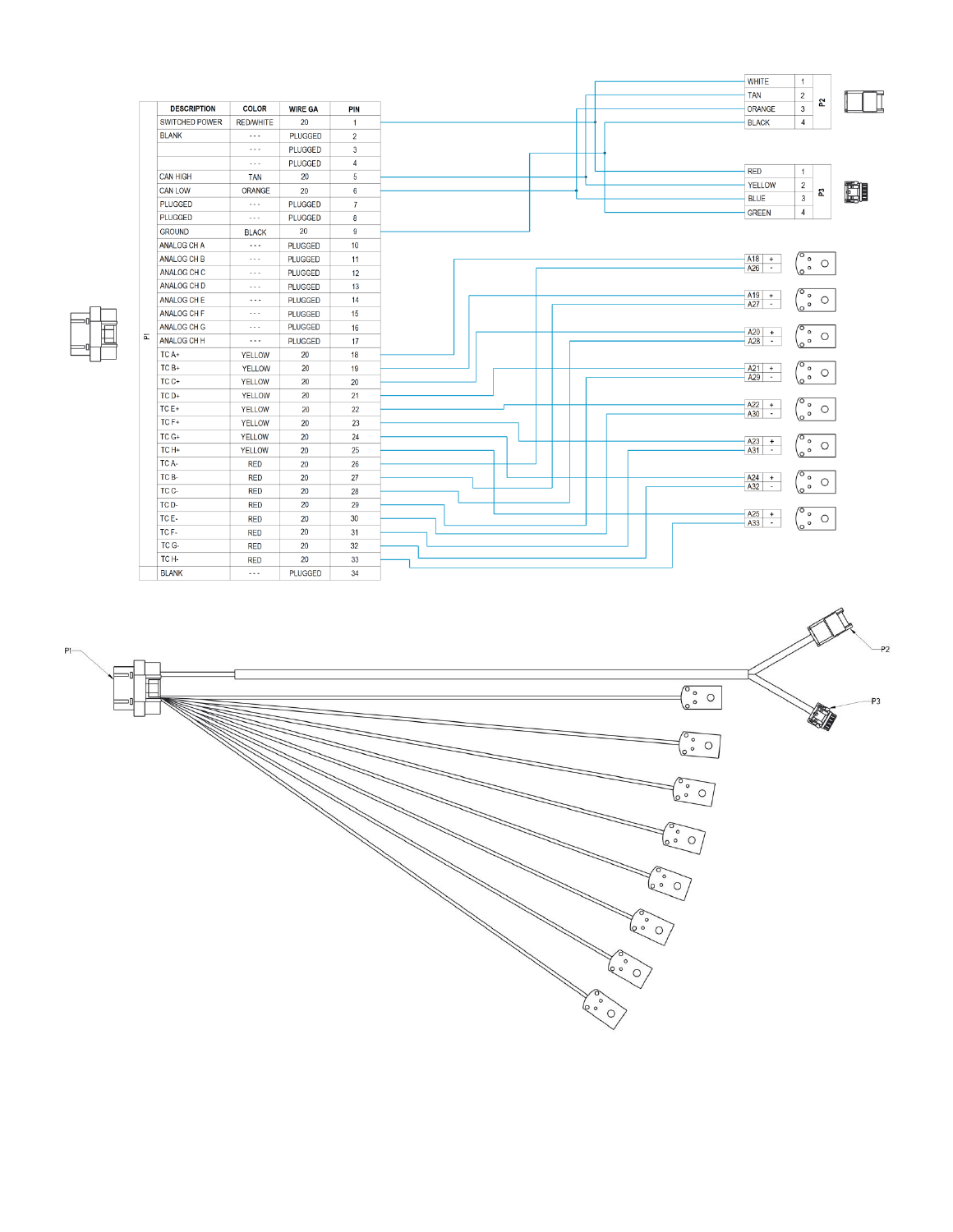**P1**

| DESCRIPTION | COLOR | WIRE GA | PIN |
|---|---|---|---|
| SWITCHED POWER | RED/WHITE | 20 | 1 |
| BLANK | - - - | PLUGGED | 2 |
| | - - - | PLUGGED | 3 |
| | - - - | PLUGGED | 4 |
| CAN HIGH | TAN | 20 | 5 |
| CAN LOW | ORANGE | 20 | 6 |
| PLUGGED | - - - | PLUGGED | 7 |
| PLUGGED | - - - | PLUGGED | 8 |
| GROUND | BLACK | 20 | 9 |
| ANALOG CH A | - - - | PLUGGED | 10 |
| ANALOG CH B | - - - | PLUGGED | 11 |
| ANALOG CH C | - - - | PLUGGED | 12 |
| ANALOG CH D | - - - | PLUGGED | 13 |
| ANALOG CH E | - - - | PLUGGED | 14 |
| ANALOG CH F | - - - | PLUGGED | 15 |
| ANALOG CH G | - - - | PLUGGED | 16 |
| ANALOG CH H | - - - | PLUGGED | 17 |
| TC A+ | YELLOW | 20 | 18 |
| TC B+ | YELLOW | 20 | 19 |
| TC C+ | YELLOW | 20 | 20 |
| TC D+ | YELLOW | 20 | 21 |
| TC E+ | YELLOW | 20 | 22 |
| TC F+ | YELLOW | 20 | 23 |
| TC G+ | YELLOW | 20 | 24 |
| TC H+ | YELLOW | 20 | 25 |
| TC A- | RED | 20 | 26 |
| TC B- | RED | 20 | 27 |
| TC C- | RED | 20 | 28 |
| TC D- | RED | 20 | 29 |
| TC E- | RED | 20 | 30 |
| TC F- | RED | 20 | 31 |
| TC G- | RED | 20 | 32 |
| TC H- | RED | 20 | 33 |
| BLANK | - - - | PLUGGED | 34 |

**P2**

| COLOR | PIN |
|---|---|
| WHITE | 1 |
| TAN | 2 |
| ORANGE | 3 |
| BLACK | 4 |

**P3**

| COLOR | PIN |
|---|---|
| RED | 1 |
| YELLOW | 2 |
| BLUE | 3 |
| GREEN | 4 |

| PIN | POLARITY |
|---|---|
| A18 | + |
| A26 | - |
| A19 | + |
| A27 | - |
| A20 | + |
| A28 | - |
| A21 | + |
| A29 | - |
| A22 | + |
| A30 | - |
| A23 | + |
| A31 | - |
| A24 | + |
| A32 | - |
| A25 | + |
| A33 | - |

P1

P2

P3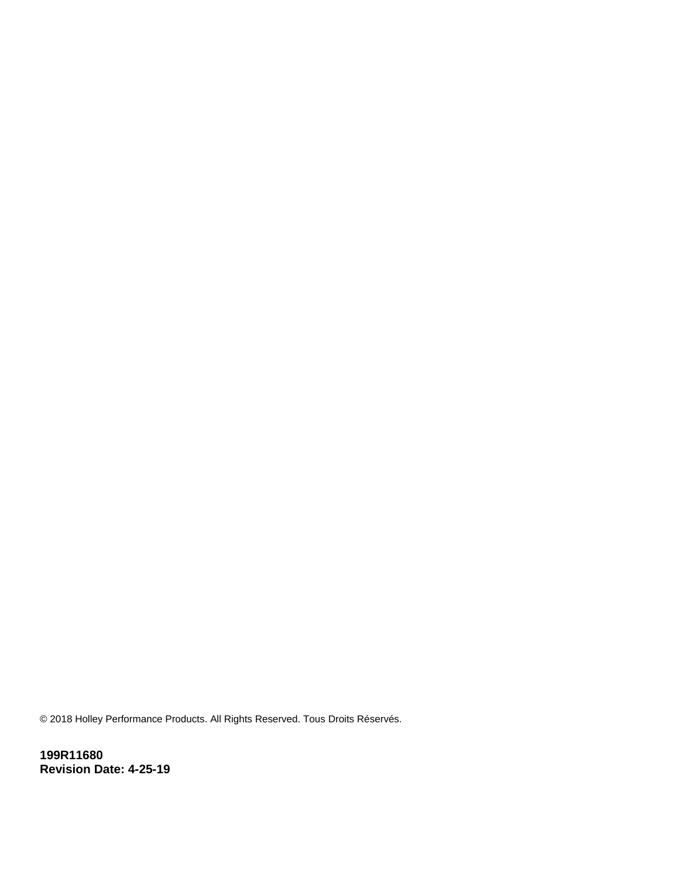© 2018 Holley Performance Products. All Rights Reserved. Tous Droits Réservés.

**199R11680**
**Revision Date: 4-25-19**